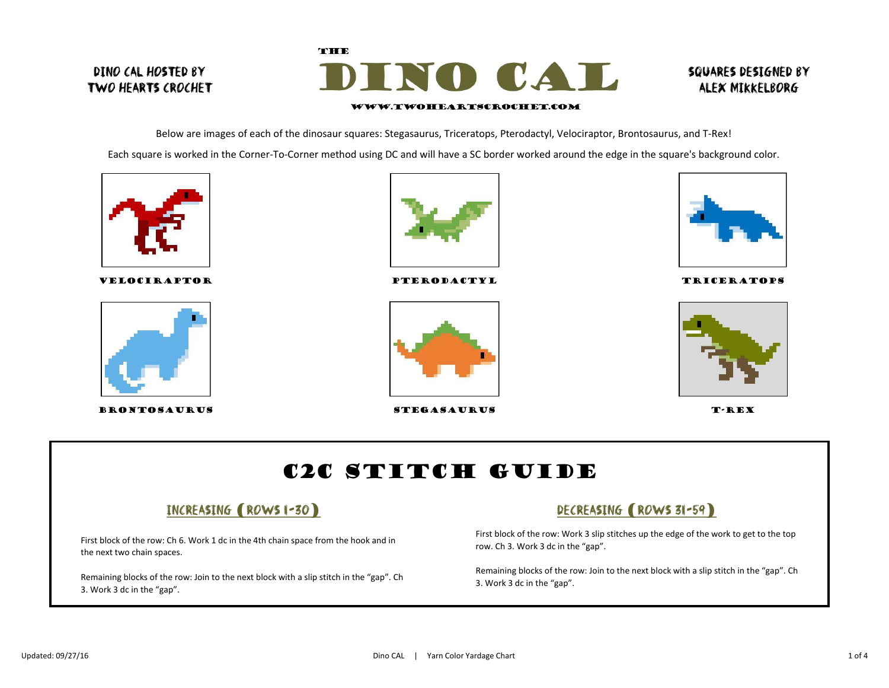Dino CAL hosted by Two Hearts Crochet

# The Dino CAL

www.twoheartscrochet.com

Squares designed by Alex Mikkelborg

Below are images of each of the dinosaur squares: Stegasaurus, Triceratops, Pterodactyl, Velociraptor, Brontosaurus, and T-Rex!

Each square is worked in the Corner-To-Corner method using DC and will have a SC border worked around the edge in the square's background color.

VELOCIRAPTOR

PTERODACTYL

TRICERATOPS

BRONTOSAURUS

STEGASAURUS

T-REX

## C2C Stitch Guide

### Increasing (Rows 1-30)

First block of the row: Ch 6. Work 1 dc in the 4th chain space from the hook and in the next two chain spaces.

Remaining blocks of the row: Join to the next block with a slip stitch in the "gap". Ch 3. Work 3 dc in the "gap".

### Decreasing (Rows 31-59)

First block of the row: Work 3 slip stitches up the edge of the work to get to the top row. Ch 3. Work 3 dc in the "gap".

Remaining blocks of the row: Join to the next block with a slip stitch in the "gap". Ch 3. Work 3 dc in the "gap".

Updated: 09/27/16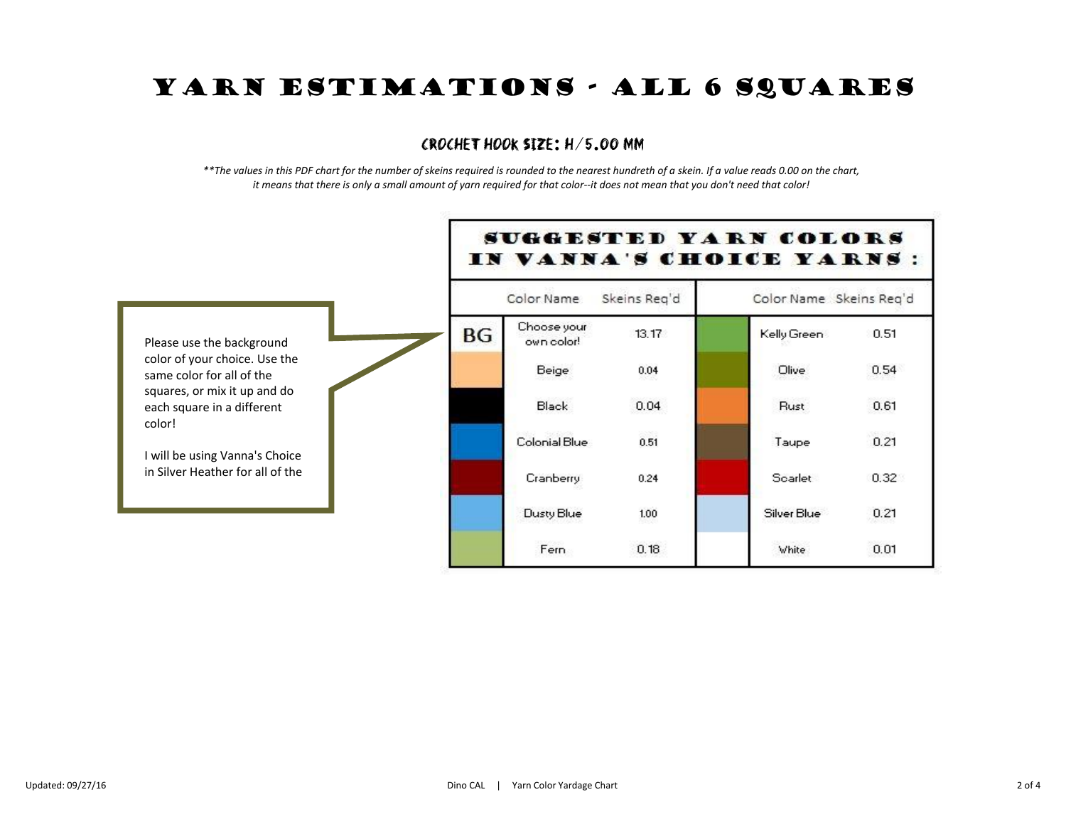# Yarn Estimations - All 6 Squares

### Crochet Hook Size: H/5.00 mm

*\*\*The values in this PDF chart for the number of skeins required is rounded to the nearest hundredth of a skein. If a value reads 0.00 on the chart, it means that there is only a small amount of yarn required for that color--it does not mean that you don't need that color!*

Please use the background color of your choice. Use the same color for all of the squares, or mix it up and do each square in a different color!

I will be using Vanna's Choice in Silver Heather for all of the

**Suggested Yarn Colors in Vanna's Choice Yarns:**

| | Color Name | Skeins Req'd | | Color Name | Skeins Req'd |
|---|---|---|---|---|---|
| BG | Choose your own color! | 13.17 | | Kelly Green | 0.51 |
| | Beige | 0.04 | | Olive | 0.54 |
| | Black | 0.04 | | Rust | 0.61 |
| | Colonial Blue | 0.51 | | Taupe | 0.21 |
| | Cranberry | 0.24 | | Scarlet | 0.32 |
| | Dusty Blue | 1.00 | | Silver Blue | 0.21 |
| | Fern | 0.18 | | White | 0.01 |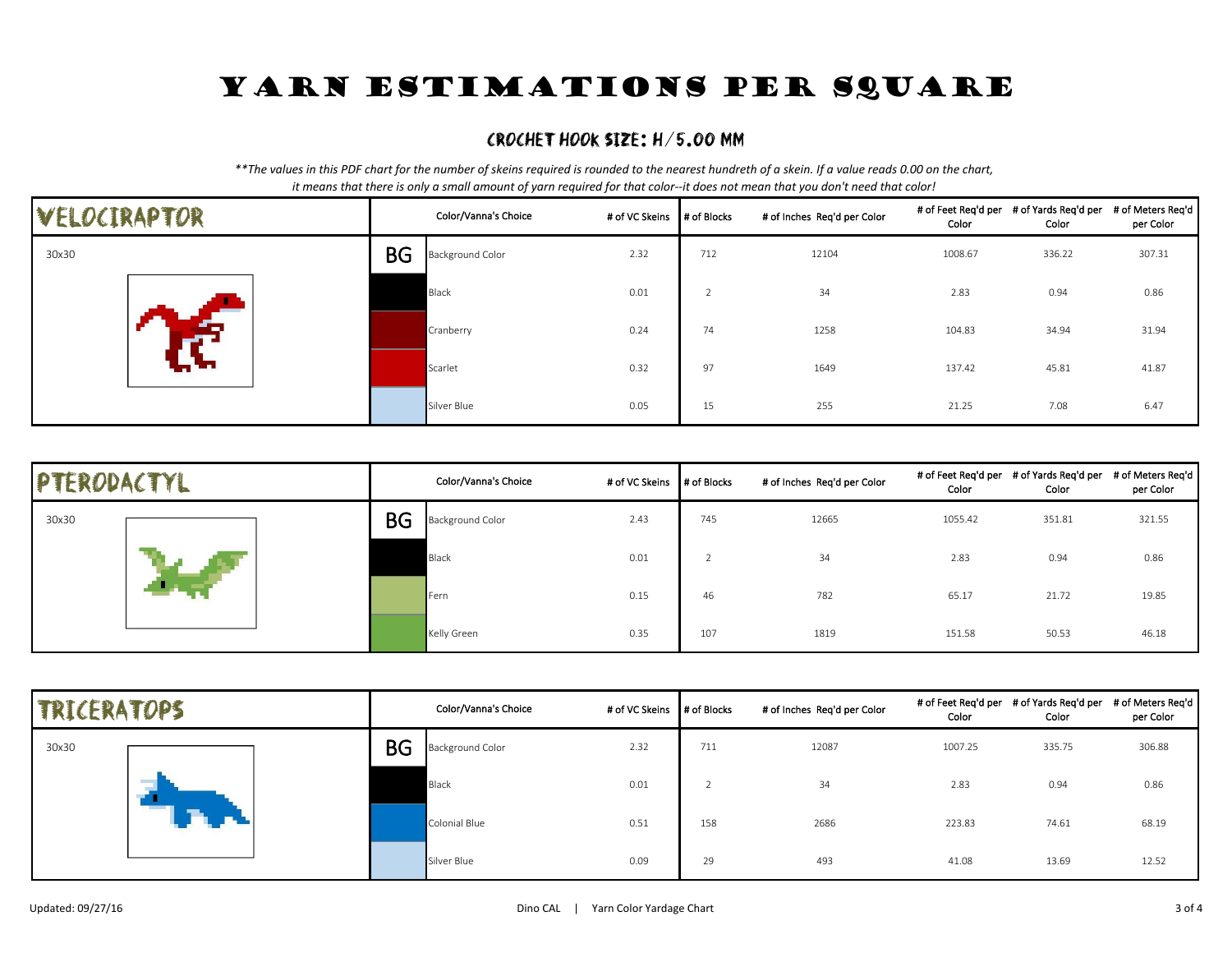# YARN ESTIMATIONS PER SQUARE

## CROCHET HOOK SIZE: H/5.00 MM

*\*\*The values in this PDF chart for the number of skeins required is rounded to the nearest hundreth of a skein. If a value reads 0.00 on the chart, it means that there is only a small amount of yarn required for that color--it does not mean that you don't need that color!*

### VELOCIRAPTOR

| 30x30 | | Color/Vanna's Choice | # of VC Skeins | # of Blocks | # of Inches Req'd per Color | # of Feet Req'd per Color | # of Yards Req'd per Color | # of Meters Req'd per Color |
|---|---|---|---|---|---|---|---|---|
| | BG | Background Color | 2.32 | 712 | 12104 | 1008.67 | 336.22 | 307.31 |
| | | Black | 0.01 | 2 | 34 | 2.83 | 0.94 | 0.86 |
| | | Cranberry | 0.24 | 74 | 1258 | 104.83 | 34.94 | 31.94 |
| | | Scarlet | 0.32 | 97 | 1649 | 137.42 | 45.81 | 41.87 |
| | | Silver Blue | 0.05 | 15 | 255 | 21.25 | 7.08 | 6.47 |

### PTERODACTYL

| 30x30 | | Color/Vanna's Choice | # of VC Skeins | # of Blocks | # of Inches Req'd per Color | # of Feet Req'd per Color | # of Yards Req'd per Color | # of Meters Req'd per Color |
|---|---|---|---|---|---|---|---|---|
| | BG | Background Color | 2.43 | 745 | 12665 | 1055.42 | 351.81 | 321.55 |
| | | Black | 0.01 | 2 | 34 | 2.83 | 0.94 | 0.86 |
| | | Fern | 0.15 | 46 | 782 | 65.17 | 21.72 | 19.85 |
| | | Kelly Green | 0.35 | 107 | 1819 | 151.58 | 50.53 | 46.18 |

### TRICERATOPS

| 30x30 | | Color/Vanna's Choice | # of VC Skeins | # of Blocks | # of Inches Req'd per Color | # of Feet Req'd per Color | # of Yards Req'd per Color | # of Meters Req'd per Color |
|---|---|---|---|---|---|---|---|---|
| | BG | Background Color | 2.32 | 711 | 12087 | 1007.25 | 335.75 | 306.88 |
| | | Black | 0.01 | 2 | 34 | 2.83 | 0.94 | 0.86 |
| | | Colonial Blue | 0.51 | 158 | 2686 | 223.83 | 74.61 | 68.19 |
| | | Silver Blue | 0.09 | 29 | 493 | 41.08 | 13.69 | 12.52 |

Updated: 09/27/16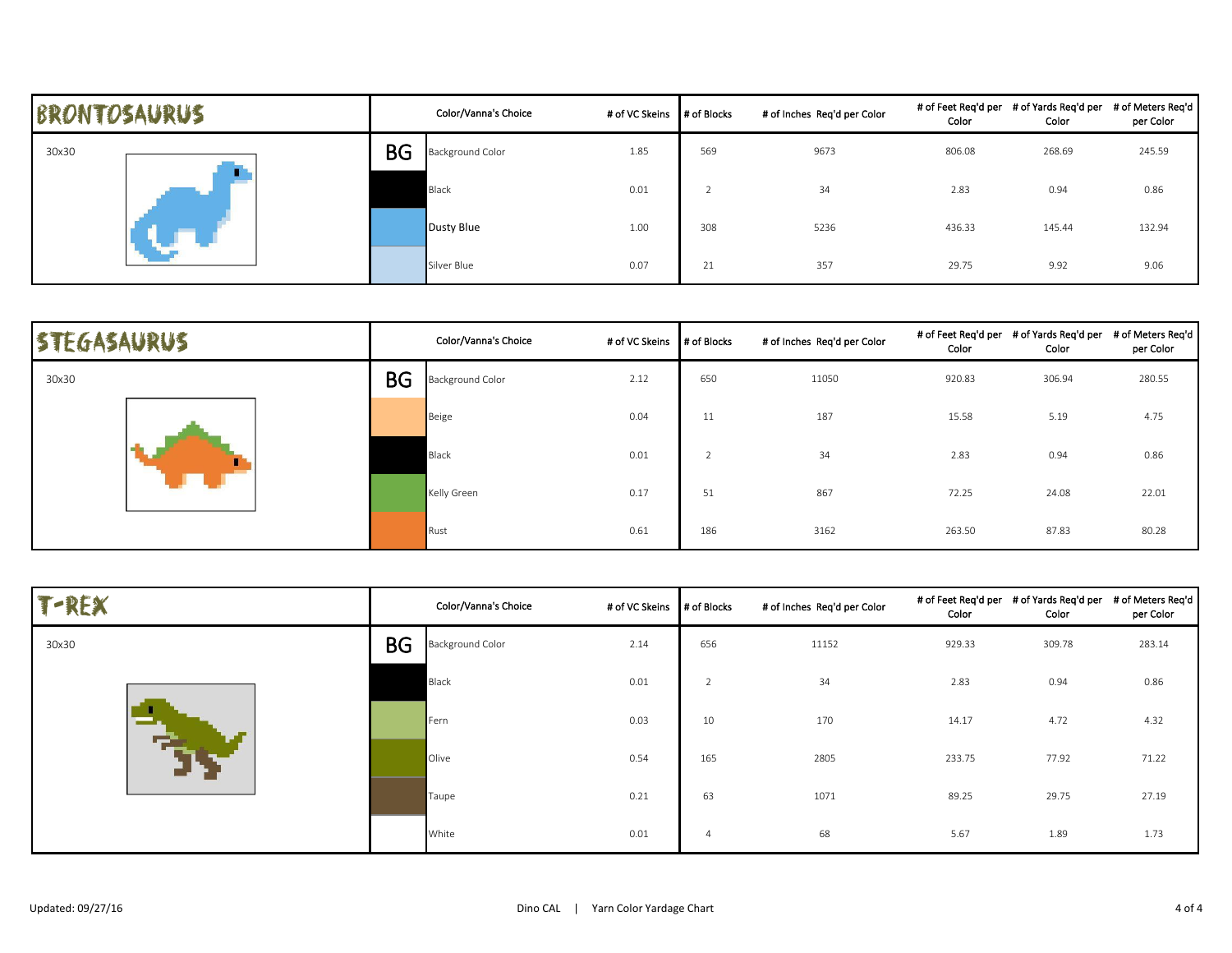## BRONTOSAURUS

30x30

| | Color/Vanna's Choice | # of VC Skeins | # of Blocks | # of Inches Req'd per Color | # of Feet Req'd per Color | # of Yards Req'd per Color | # of Meters Req'd per Color |
|---|---|---|---|---|---|---|---|
| BG | Background Color | 1.85 | 569 | 9673 | 806.08 | 268.69 | 245.59 |
| | Black | 0.01 | 2 | 34 | 2.83 | 0.94 | 0.86 |
| | Dusty Blue | 1.00 | 308 | 5236 | 436.33 | 145.44 | 132.94 |
| | Silver Blue | 0.07 | 21 | 357 | 29.75 | 9.92 | 9.06 |

## STEGASAURUS

30x30

| | Color/Vanna's Choice | # of VC Skeins | # of Blocks | # of Inches Req'd per Color | # of Feet Req'd per Color | # of Yards Req'd per Color | # of Meters Req'd per Color |
|---|---|---|---|---|---|---|---|
| BG | Background Color | 2.12 | 650 | 11050 | 920.83 | 306.94 | 280.55 |
| | Beige | 0.04 | 11 | 187 | 15.58 | 5.19 | 4.75 |
| | Black | 0.01 | 2 | 34 | 2.83 | 0.94 | 0.86 |
| | Kelly Green | 0.17 | 51 | 867 | 72.25 | 24.08 | 22.01 |
| | Rust | 0.61 | 186 | 3162 | 263.50 | 87.83 | 80.28 |

## T-REX

30x30

| | Color/Vanna's Choice | # of VC Skeins | # of Blocks | # of Inches Req'd per Color | # of Feet Req'd per Color | # of Yards Req'd per Color | # of Meters Req'd per Color |
|---|---|---|---|---|---|---|---|
| BG | Background Color | 2.14 | 656 | 11152 | 929.33 | 309.78 | 283.14 |
| | Black | 0.01 | 2 | 34 | 2.83 | 0.94 | 0.86 |
| | Fern | 0.03 | 10 | 170 | 14.17 | 4.72 | 4.32 |
| | Olive | 0.54 | 165 | 2805 | 233.75 | 77.92 | 71.22 |
| | Taupe | 0.21 | 63 | 1071 | 89.25 | 29.75 | 27.19 |
| | White | 0.01 | 4 | 68 | 5.67 | 1.89 | 1.73 |

Updated: 09/27/16

Dino CAL | Yarn Color Yardage Chart